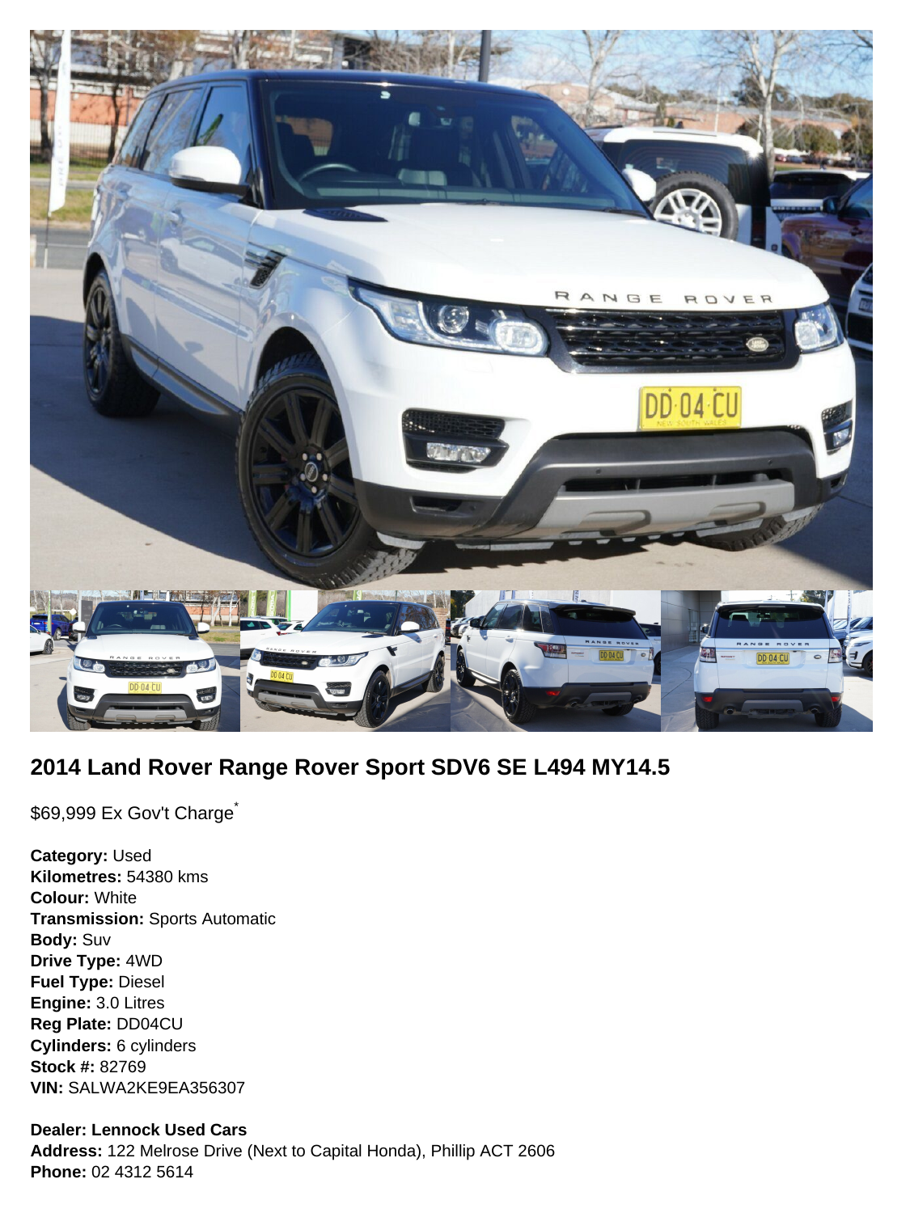## 2014 Land Rover Range Rover Sport SDV6 SE L494 MY14.5

$69,999 Ex Gov't Charge*

**Category:** Used
**Kilometres:** 54380 kms
**Colour:** White
**Transmission:** Sports Automatic
**Body:** Suv
**Drive Type:** 4WD
**Fuel Type:** Diesel
**Engine:** 3.0 Litres
**Reg Plate:** DD04CU
**Cylinders:** 6 cylinders
**Stock #:** 82769
**VIN:** SALWA2KE9EA356307

**Dealer: Lennock Used Cars**
**Address:** 122 Melrose Drive (Next to Capital Honda), Phillip ACT 2606
**Phone:** 02 4312 5614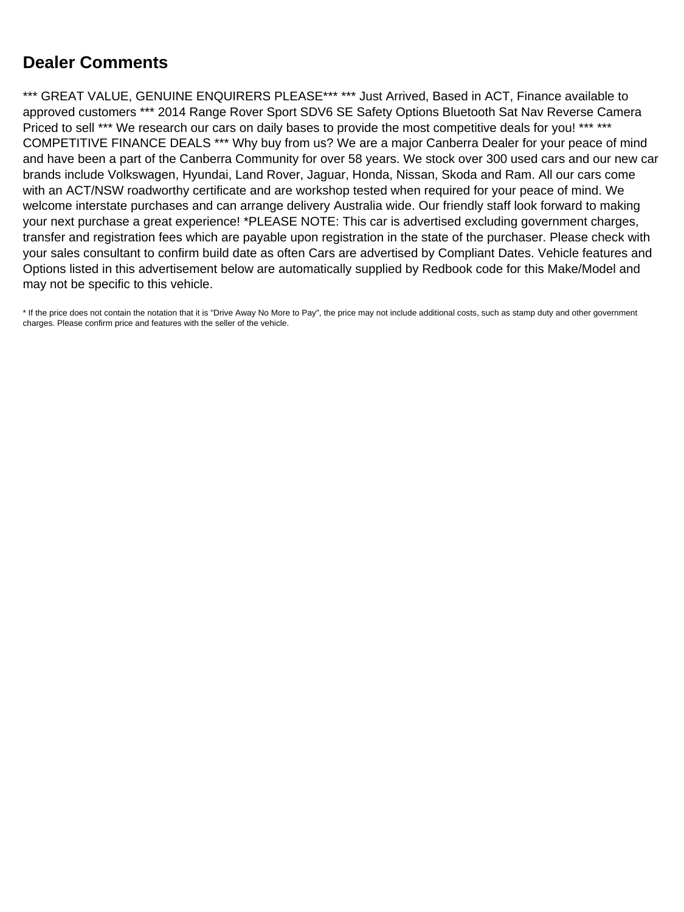## Dealer Comments

*** GREAT VALUE, GENUINE ENQUIRERS PLEASE*** *** Just Arrived, Based in ACT, Finance available to approved customers *** 2014 Range Rover Sport SDV6 SE Safety Options Bluetooth Sat Nav Reverse Camera Priced to sell *** We research our cars on daily bases to provide the most competitive deals for you! *** *** COMPETITIVE FINANCE DEALS *** Why buy from us? We are a major Canberra Dealer for your peace of mind and have been a part of the Canberra Community for over 58 years. We stock over 300 used cars and our new car brands include Volkswagen, Hyundai, Land Rover, Jaguar, Honda, Nissan, Skoda and Ram. All our cars come with an ACT/NSW roadworthy certificate and are workshop tested when required for your peace of mind. We welcome interstate purchases and can arrange delivery Australia wide. Our friendly staff look forward to making your next purchase a great experience! *PLEASE NOTE: This car is advertised excluding government charges, transfer and registration fees which are payable upon registration in the state of the purchaser. Please check with your sales consultant to confirm build date as often Cars are advertised by Compliant Dates. Vehicle features and Options listed in this advertisement below are automatically supplied by Redbook code for this Make/Model and may not be specific to this vehicle.

* If the price does not contain the notation that it is "Drive Away No More to Pay", the price may not include additional costs, such as stamp duty and other government charges. Please confirm price and features with the seller of the vehicle.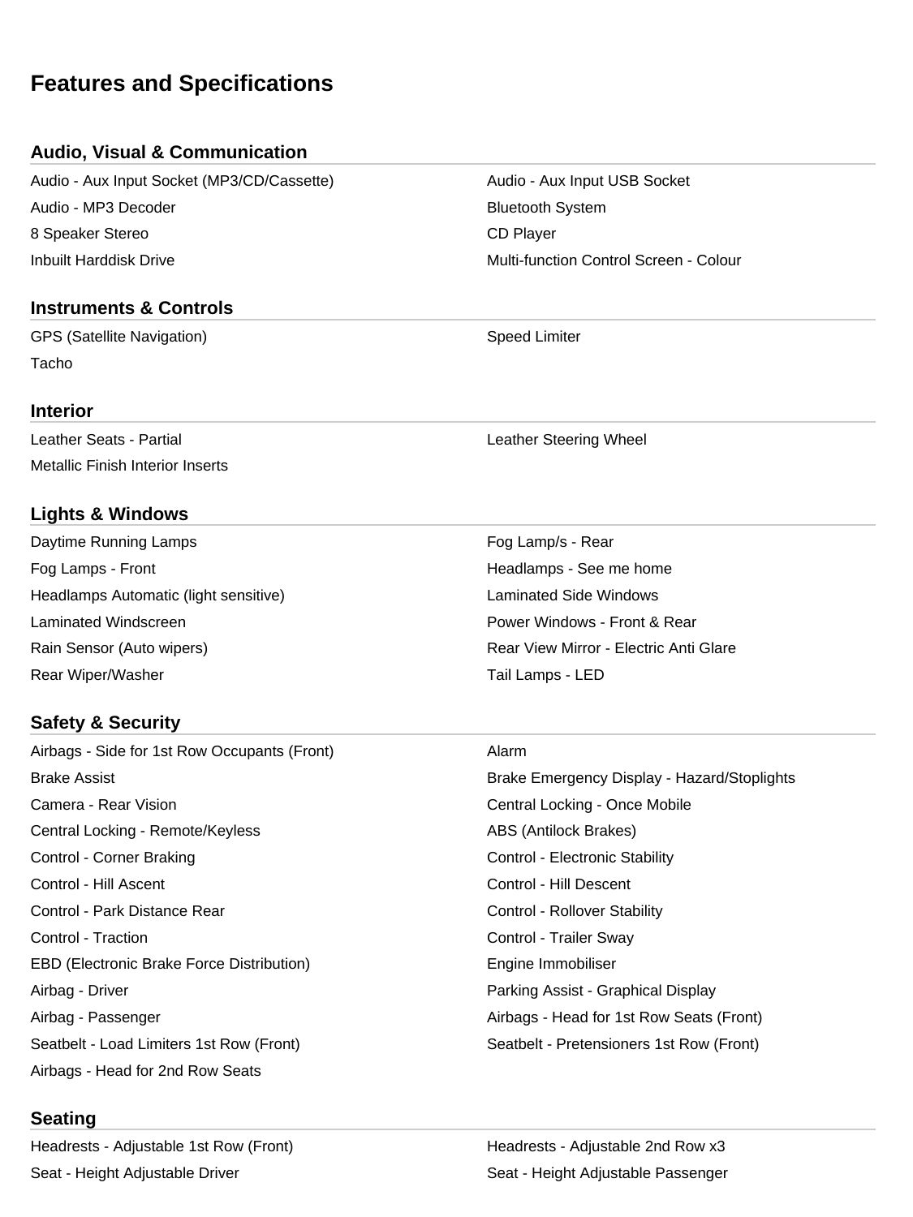# Features and Specifications

## Audio, Visual & Communication

- Audio - Aux Input Socket (MP3/CD/Cassette)
- Audio - Aux Input USB Socket
- Audio - MP3 Decoder
- Bluetooth System
- 8 Speaker Stereo
- CD Player
- Inbuilt Harddisk Drive
- Multi-function Control Screen - Colour

## Instruments & Controls

- GPS (Satellite Navigation)
- Speed Limiter
- Tacho

## Interior

- Leather Seats - Partial
- Leather Steering Wheel
- Metallic Finish Interior Inserts

## Lights & Windows

- Daytime Running Lamps
- Fog Lamp/s - Rear
- Fog Lamps - Front
- Headlamps - See me home
- Headlamps Automatic (light sensitive)
- Laminated Side Windows
- Laminated Windscreen
- Power Windows - Front & Rear
- Rain Sensor (Auto wipers)
- Rear View Mirror - Electric Anti Glare
- Rear Wiper/Washer
- Tail Lamps - LED

## Safety & Security

- Airbags - Side for 1st Row Occupants (Front)
- Alarm
- Brake Assist
- Brake Emergency Display - Hazard/Stoplights
- Camera - Rear Vision
- Central Locking - Once Mobile
- Central Locking - Remote/Keyless
- ABS (Antilock Brakes)
- Control - Corner Braking
- Control - Electronic Stability
- Control - Hill Ascent
- Control - Hill Descent
- Control - Park Distance Rear
- Control - Rollover Stability
- Control - Traction
- Control - Trailer Sway
- EBD (Electronic Brake Force Distribution)
- Engine Immobiliser
- Airbag - Driver
- Parking Assist - Graphical Display
- Airbag - Passenger
- Airbags - Head for 1st Row Seats (Front)
- Seatbelt - Load Limiters 1st Row (Front)
- Seatbelt - Pretensioners 1st Row (Front)
- Airbags - Head for 2nd Row Seats

## Seating

- Headrests - Adjustable 1st Row (Front)
- Headrests - Adjustable 2nd Row x3
- Seat - Height Adjustable Driver
- Seat - Height Adjustable Passenger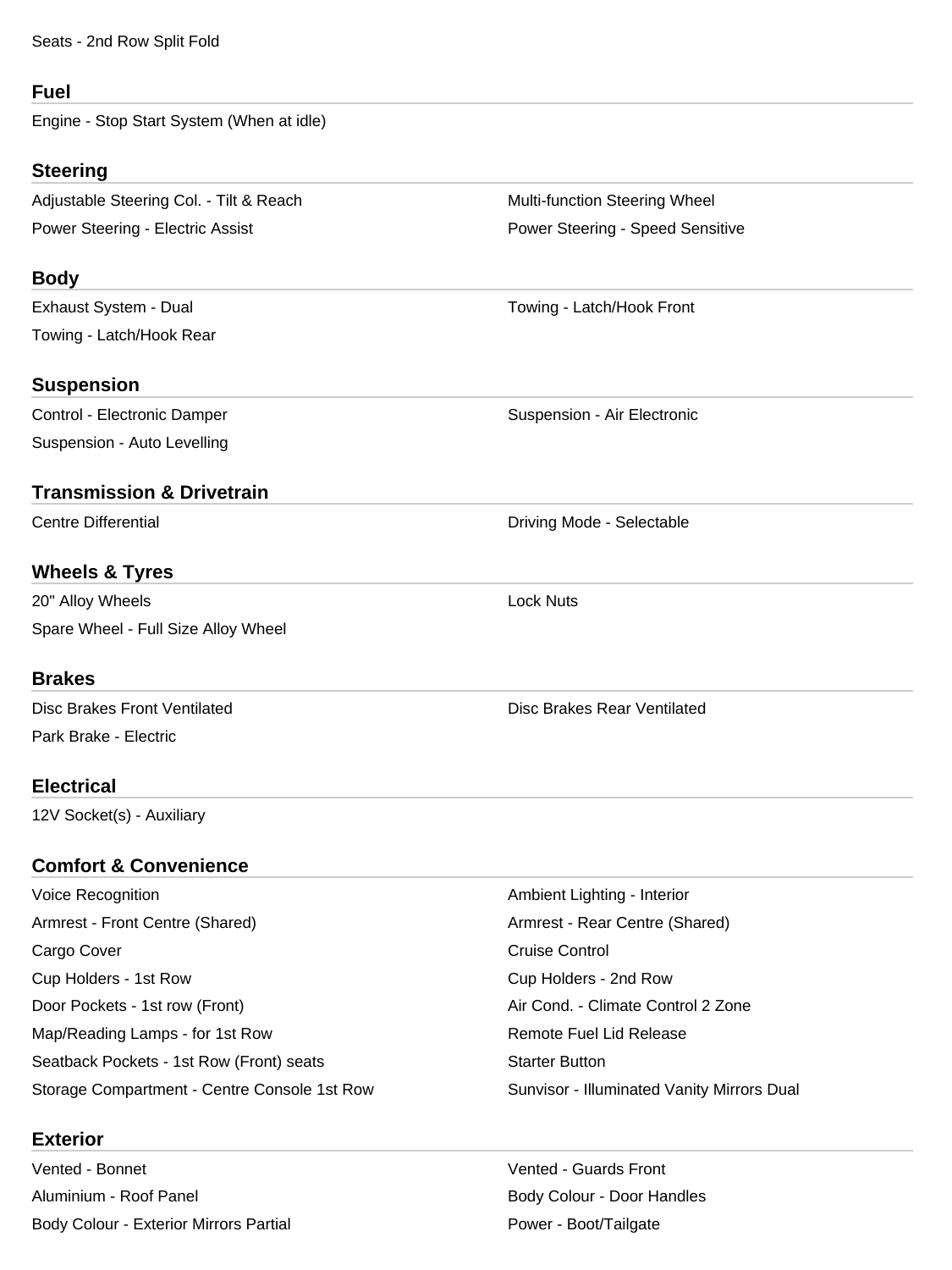Seats - 2nd Row Split Fold

## Fuel

Engine - Stop Start System (When at idle)

## Steering

Adjustable Steering Col. - Tilt & Reach
Multi-function Steering Wheel
Power Steering - Electric Assist
Power Steering - Speed Sensitive

## Body

Exhaust System - Dual
Towing - Latch/Hook Front
Towing - Latch/Hook Rear

## Suspension

Control - Electronic Damper
Suspension - Air Electronic
Suspension - Auto Levelling

## Transmission & Drivetrain

Centre Differential
Driving Mode - Selectable

## Wheels & Tyres

20" Alloy Wheels
Lock Nuts
Spare Wheel - Full Size Alloy Wheel

## Brakes

Disc Brakes Front Ventilated
Disc Brakes Rear Ventilated
Park Brake - Electric

## Electrical

12V Socket(s) - Auxiliary

## Comfort & Convenience

Voice Recognition
Ambient Lighting - Interior
Armrest - Front Centre (Shared)
Armrest - Rear Centre (Shared)
Cargo Cover
Cruise Control
Cup Holders - 1st Row
Cup Holders - 2nd Row
Door Pockets - 1st row (Front)
Air Cond. - Climate Control 2 Zone
Map/Reading Lamps - for 1st Row
Remote Fuel Lid Release
Seatback Pockets - 1st Row (Front) seats
Starter Button
Storage Compartment - Centre Console 1st Row
Sunvisor - Illuminated Vanity Mirrors Dual

## Exterior

Vented - Bonnet
Vented - Guards Front
Aluminium - Roof Panel
Body Colour - Door Handles
Body Colour - Exterior Mirrors Partial
Power - Boot/Tailgate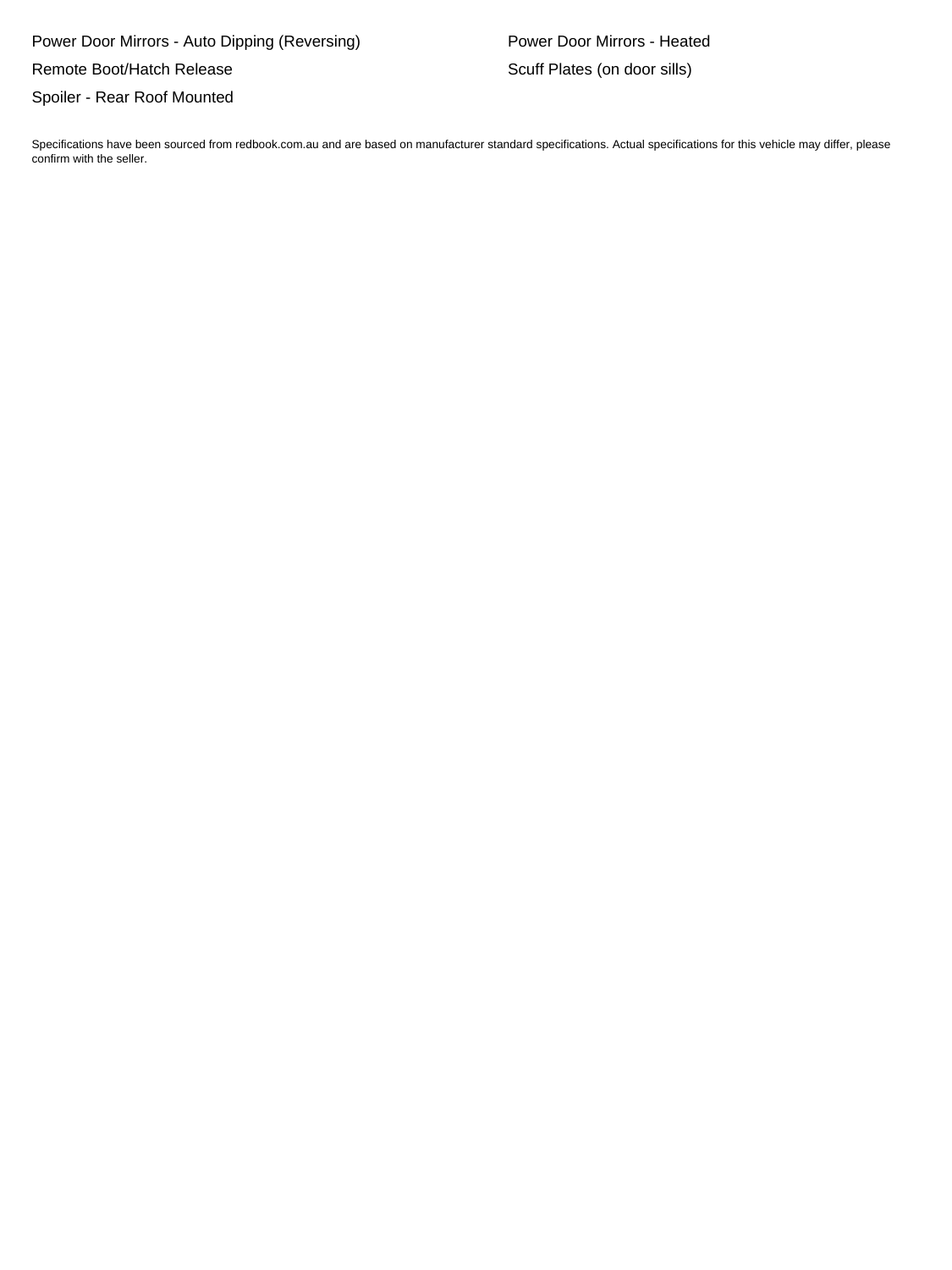Power Door Mirrors - Auto Dipping (Reversing)

Power Door Mirrors - Heated

Remote Boot/Hatch Release

Scuff Plates (on door sills)

Spoiler - Rear Roof Mounted

Specifications have been sourced from redbook.com.au and are based on manufacturer standard specifications. Actual specifications for this vehicle may differ, please confirm with the seller.